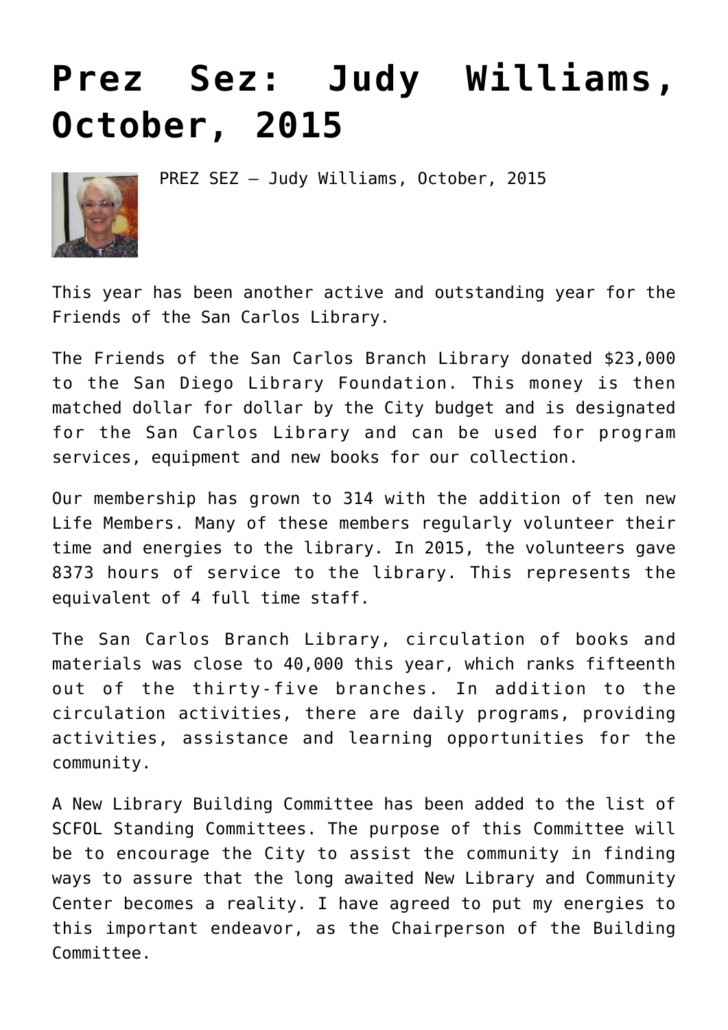# Prez Sez: Judy Williams, October, 2015

PREZ SEZ – Judy Williams, October, 2015

This year has been another active and outstanding year for the Friends of the San Carlos Library.

The Friends of the San Carlos Branch Library donated $23,000 to the San Diego Library Foundation. This money is then matched dollar for dollar by the City budget and is designated for the San Carlos Library and can be used for program services, equipment and new books for our collection.

Our membership has grown to 314 with the addition of ten new Life Members. Many of these members regularly volunteer their time and energies to the library. In 2015, the volunteers gave 8373 hours of service to the library. This represents the equivalent of 4 full time staff.

The San Carlos Branch Library, circulation of books and materials was close to 40,000 this year, which ranks fifteenth out of the thirty-five branches. In addition to the circulation activities, there are daily programs, providing activities, assistance and learning opportunities for the community.

A New Library Building Committee has been added to the list of SCFOL Standing Committees. The purpose of this Committee will be to encourage the City to assist the community in finding ways to assure that the long awaited New Library and Community Center becomes a reality. I have agreed to put my energies to this important endeavor, as the Chairperson of the Building Committee.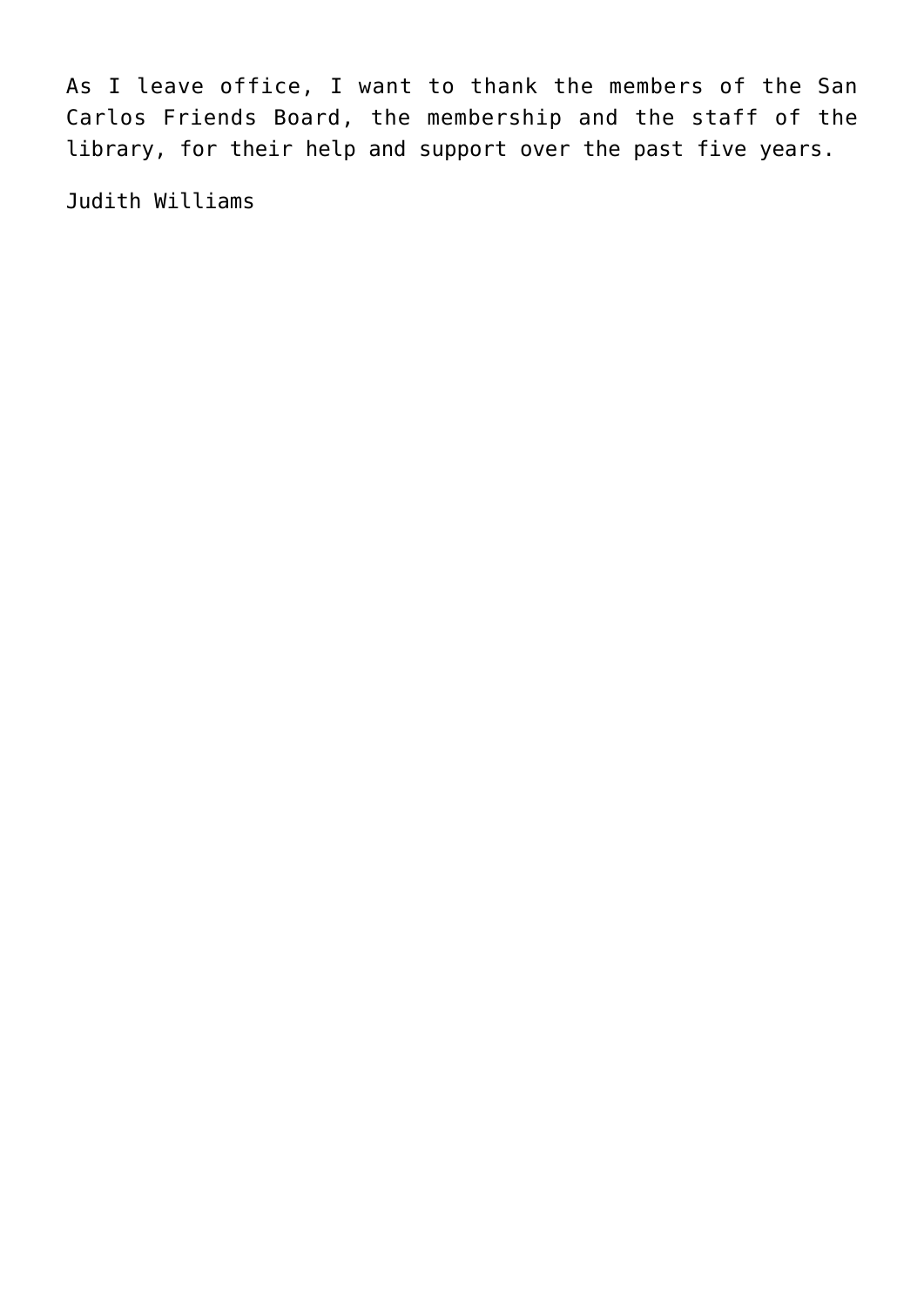As I leave office, I want to thank the members of the San Carlos Friends Board, the membership and the staff of the library, for their help and support over the past five years.

Judith Williams